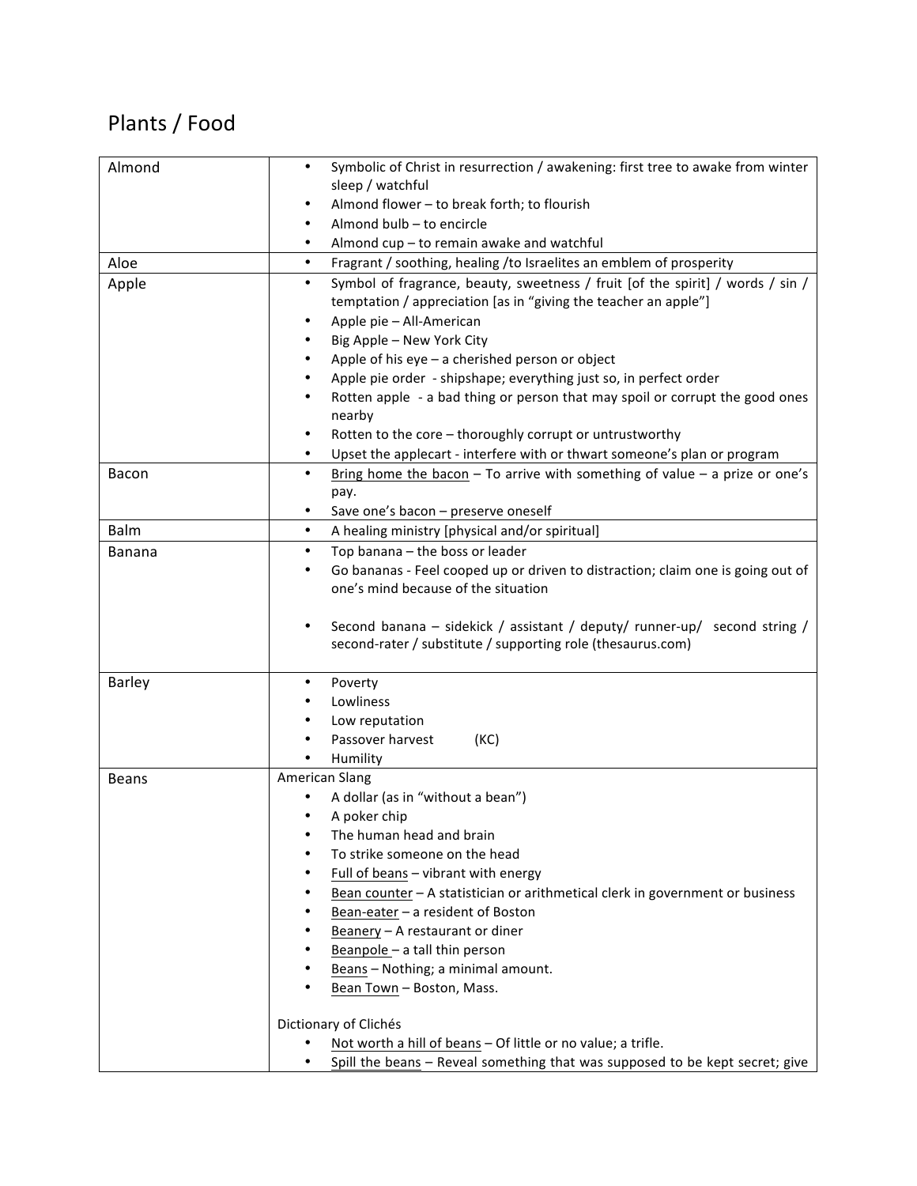# Plants / Food

| | |
|---|---|
| Almond | • Symbolic of Christ in resurrection / awakening: first tree to awake from winter sleep / watchful<br>• Almond flower – to break forth; to flourish<br>• Almond bulb – to encircle<br>• Almond cup – to remain awake and watchful |
| Aloe | • Fragrant / soothing, healing /to Israelites an emblem of prosperity |
| Apple | • Symbol of fragrance, beauty, sweetness / fruit [of the spirit] / words / sin / temptation / appreciation [as in "giving the teacher an apple"]<br>• Apple pie – All-American<br>• Big Apple – New York City<br>• Apple of his eye – a cherished person or object<br>• Apple pie order - shipshape; everything just so, in perfect order<br>• Rotten apple - a bad thing or person that may spoil or corrupt the good ones nearby<br>• Rotten to the core – thoroughly corrupt or untrustworthy<br>• Upset the applecart - interfere with or thwart someone's plan or program |
| Bacon | • <u>Bring home the bacon</u> – To arrive with something of value – a prize or one's pay.<br>• Save one's bacon – preserve oneself |
| Balm | • A healing ministry [physical and/or spiritual] |
| Banana | • Top banana – the boss or leader<br>• Go bananas - Feel cooped up or driven to distraction; claim one is going out of one's mind because of the situation<br>• Second banana – sidekick / assistant / deputy/ runner-up/ second string / second-rater / substitute / supporting role (thesaurus.com) |
| Barley | • Poverty<br>• Lowliness<br>• Low reputation<br>• Passover harvest (KC)<br>• Humility |
| Beans | American Slang<br>• A dollar (as in "without a bean")<br>• A poker chip<br>• The human head and brain<br>• To strike someone on the head<br>• <u>Full of beans</u> – vibrant with energy<br>• <u>Bean counter</u> – A statistician or arithmetical clerk in government or business<br>• <u>Bean-eater</u> – a resident of Boston<br>• <u>Beanery</u> – A restaurant or diner<br>• <u>Beanpole</u> – a tall thin person<br>• <u>Beans</u> – Nothing; a minimal amount.<br>• <u>Bean Town</u> – Boston, Mass.<br><br>Dictionary of Clichés<br>• <u>Not worth a hill of beans</u> – Of little or no value; a trifle.<br>• <u>Spill the beans</u> – Reveal something that was supposed to be kept secret; give |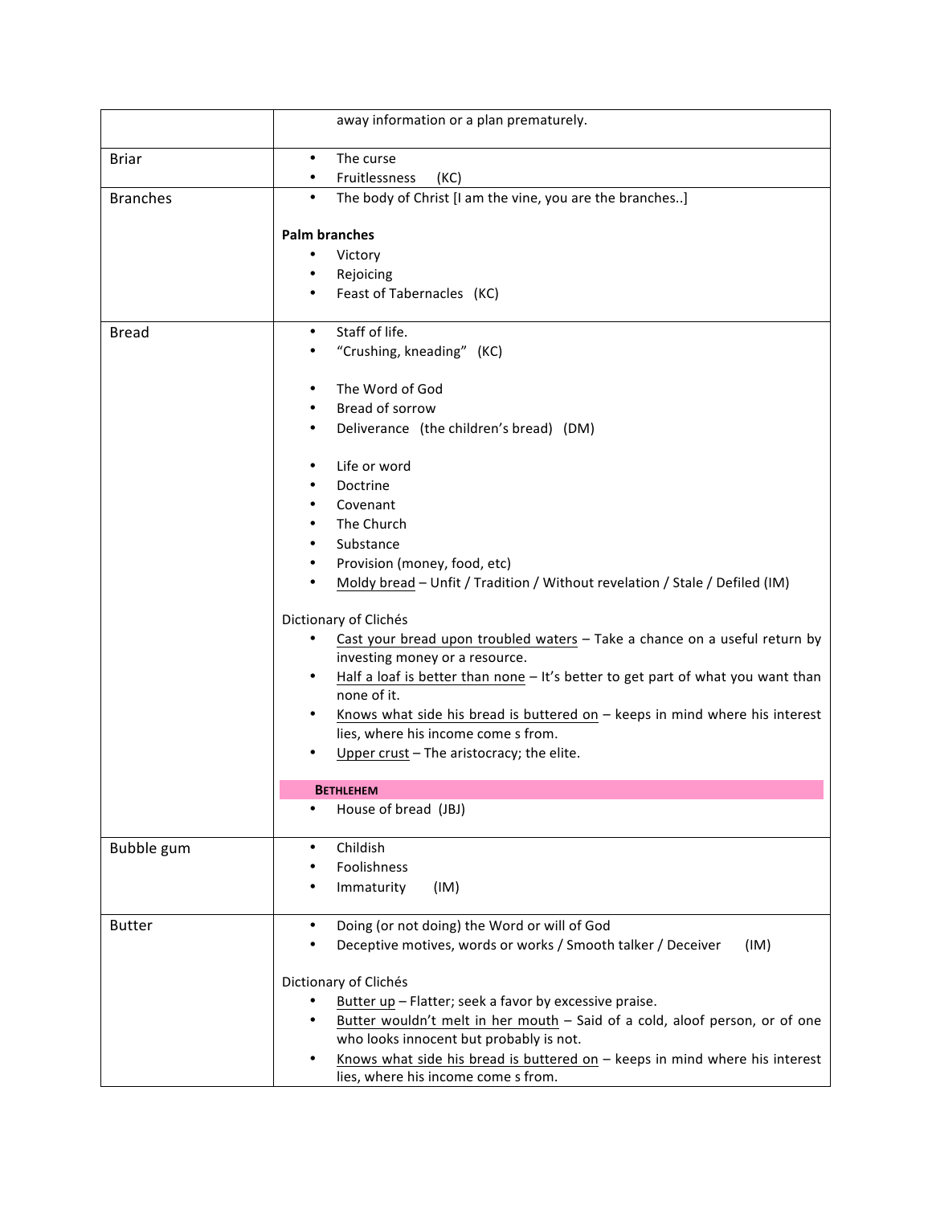| | |
|---|---|
| | away information or a plan prematurely. |
| Briar | • The curse<br>• Fruitlessness (KC) |
| Branches | • The body of Christ [I am the vine, you are the branches..]<br><br>**Palm branches**<br>• Victory<br>• Rejoicing<br>• Feast of Tabernacles (KC) |
| Bread | • Staff of life.<br>• “Crushing, kneading” (KC)<br><br>• The Word of God<br>• Bread of sorrow<br>• Deliverance (the children’s bread) (DM)<br><br>• Life or word<br>• Doctrine<br>• Covenant<br>• The Church<br>• Substance<br>• Provision (money, food, etc)<br>• Moldy bread – Unfit / Tradition / Without revelation / Stale / Defiled (IM)<br><br>Dictionary of Clichés<br>• Cast your bread upon troubled waters – Take a chance on a useful return by investing money or a resource.<br>• Half a loaf is better than none – It’s better to get part of what you want than none of it.<br>• Knows what side his bread is buttered on – keeps in mind where his interest lies, where his income come s from.<br>• Upper crust – The aristocracy; the elite.<br><br>**BETHLEHEM**<br>• House of bread (JBJ) |
| Bubble gum | • Childish<br>• Foolishness<br>• Immaturity (IM) |
| Butter | • Doing (or not doing) the Word or will of God<br>• Deceptive motives, words or works / Smooth talker / Deceiver (IM)<br><br>Dictionary of Clichés<br>• Butter up – Flatter; seek a favor by excessive praise.<br>• Butter wouldn’t melt in her mouth – Said of a cold, aloof person, or of one who looks innocent but probably is not.<br>• Knows what side his bread is buttered on – keeps in mind where his interest lies, where his income come s from. |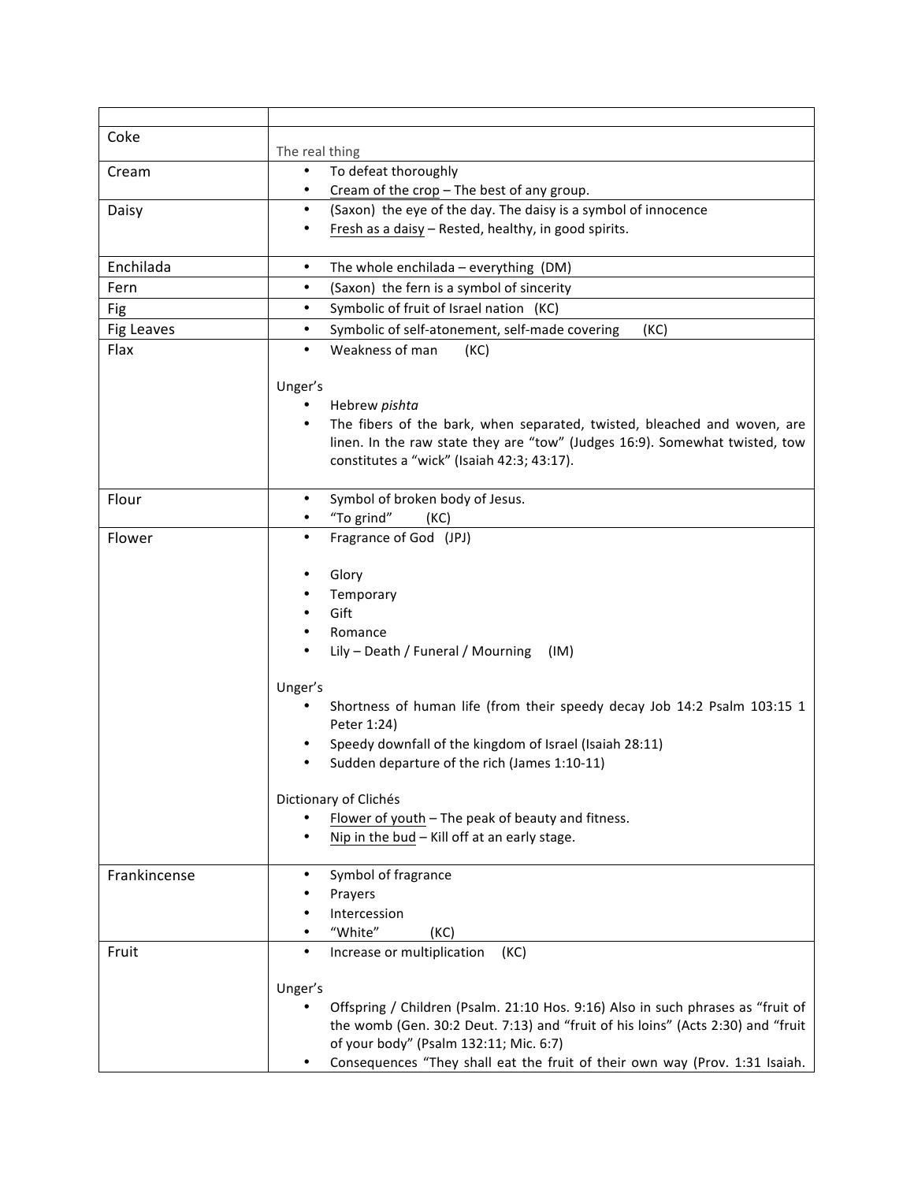| | |
|---|---|
| Coke | The real thing |
| Cream | • To defeat thoroughly<br>• <u>Cream of the crop</u> – The best of any group. |
| Daisy | • (Saxon) the eye of the day. The daisy is a symbol of innocence<br>• <u>Fresh as a daisy</u> – Rested, healthy, in good spirits. |
| Enchilada | • The whole enchilada – everything (DM) |
| Fern | • (Saxon) the fern is a symbol of sincerity |
| Fig | • Symbolic of fruit of Israel nation (KC) |
| Fig Leaves | • Symbolic of self-atonement, self-made covering (KC) |
| Flax | • Weakness of man (KC)<br><br>Unger's<br>• Hebrew *pishta*<br>• The fibers of the bark, when separated, twisted, bleached and woven, are linen. In the raw state they are "tow" (Judges 16:9). Somewhat twisted, tow constitutes a "wick" (Isaiah 42:3; 43:17). |
| Flour | • Symbol of broken body of Jesus.<br>• "To grind" (KC) |
| Flower | • Fragrance of God (JPJ)<br><br>• Glory<br>• Temporary<br>• Gift<br>• Romance<br>• Lily – Death / Funeral / Mourning (IM)<br><br>Unger's<br>• Shortness of human life (from their speedy decay Job 14:2 Psalm 103:15 1 Peter 1:24)<br>• Speedy downfall of the kingdom of Israel (Isaiah 28:11)<br>• Sudden departure of the rich (James 1:10-11)<br><br>Dictionary of Clichés<br>• <u>Flower of youth</u> – The peak of beauty and fitness.<br>• <u>Nip in the bud</u> – Kill off at an early stage. |
| Frankincense | • Symbol of fragrance<br>• Prayers<br>• Intercession<br>• "White" (KC) |
| Fruit | • Increase or multiplication (KC)<br><br>Unger's<br>• Offspring / Children (Psalm. 21:10 Hos. 9:16) Also in such phrases as "fruit of the womb (Gen. 30:2 Deut. 7:13) and "fruit of his loins" (Acts 2:30) and "fruit of your body" (Psalm 132:11; Mic. 6:7)<br>• Consequences "They shall eat the fruit of their own way (Prov. 1:31 Isaiah. |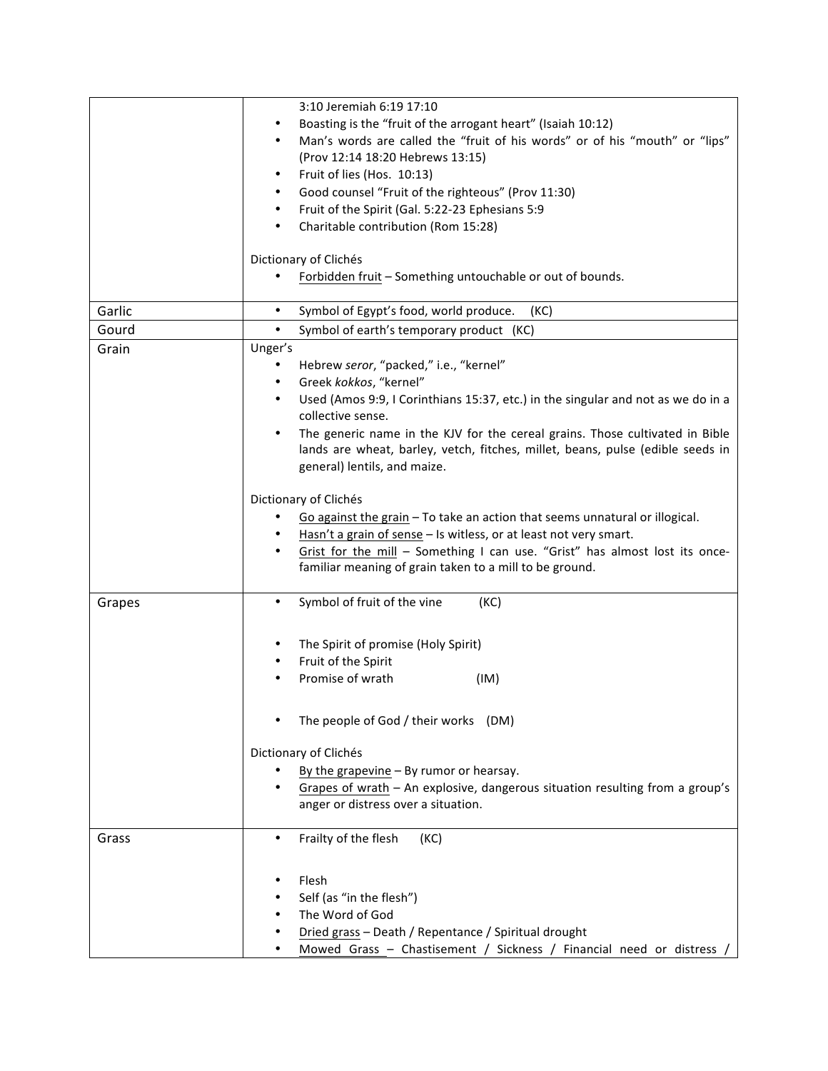| | |
|---|---|
| | 3:10 Jeremiah 6:19 17:10<br>• Boasting is the "fruit of the arrogant heart" (Isaiah 10:12)<br>• Man's words are called the "fruit of his words" or of his "mouth" or "lips" (Prov 12:14 18:20 Hebrews 13:15)<br>• Fruit of lies (Hos. 10:13)<br>• Good counsel "Fruit of the righteous" (Prov 11:30)<br>• Fruit of the Spirit (Gal. 5:22-23 Ephesians 5:9<br>• Charitable contribution (Rom 15:28)<br><br>Dictionary of Clichés<br>• <u>Forbidden fruit</u> – Something untouchable or out of bounds. |
| Garlic | • Symbol of Egypt's food, world produce. (KC) |
| Gourd | • Symbol of earth's temporary product (KC) |
| Grain | Unger's<br>• Hebrew *seror*, "packed," i.e., "kernel"<br>• Greek *kokkos*, "kernel"<br>• Used (Amos 9:9, I Corinthians 15:37, etc.) in the singular and not as we do in a collective sense.<br>• The generic name in the KJV for the cereal grains. Those cultivated in Bible lands are wheat, barley, vetch, fitches, millet, beans, pulse (edible seeds in general) lentils, and maize.<br><br>Dictionary of Clichés<br>• <u>Go against the grain</u> – To take an action that seems unnatural or illogical.<br>• <u>Hasn't a grain of sense</u> – Is witless, or at least not very smart.<br>• <u>Grist for the mill</u> – Something I can use. "Grist" has almost lost its once-familiar meaning of grain taken to a mill to be ground. |
| Grapes | • Symbol of fruit of the vine (KC)<br><br>• The Spirit of promise (Holy Spirit)<br>• Fruit of the Spirit<br>• Promise of wrath (IM)<br><br>• The people of God / their works (DM)<br><br>Dictionary of Clichés<br>• <u>By the grapevine</u> – By rumor or hearsay.<br>• <u>Grapes of wrath</u> – An explosive, dangerous situation resulting from a group's anger or distress over a situation. |
| Grass | • Frailty of the flesh (KC)<br><br>• Flesh<br>• Self (as "in the flesh")<br>• The Word of God<br>• <u>Dried grass</u> – Death / Repentance / Spiritual drought<br>• <u>Mowed Grass</u> – Chastisement / Sickness / Financial need or distress / |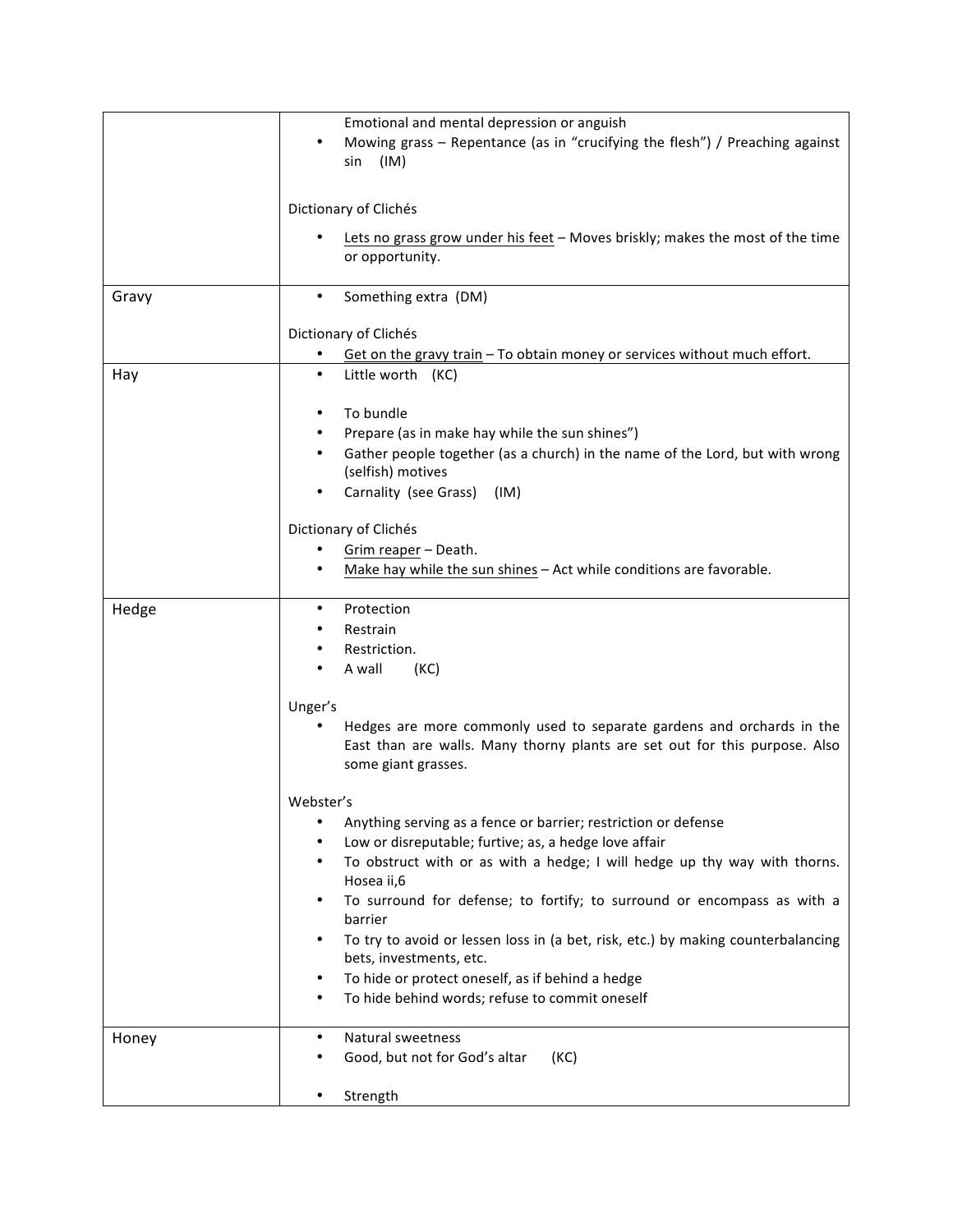| | |
|---|---|
| | Emotional and mental depression or anguish<br>• Mowing grass – Repentance (as in "crucifying the flesh") / Preaching against sin (IM)<br><br>Dictionary of Clichés<br>• <u>Lets no grass grow under his feet</u> – Moves briskly; makes the most of the time or opportunity. |
| Gravy | • Something extra (DM)<br><br>Dictionary of Clichés<br>• <u>Get on the gravy train</u> – To obtain money or services without much effort. |
| Hay | • Little worth (KC)<br><br>• To bundle<br>• Prepare (as in make hay while the sun shines")<br>• Gather people together (as a church) in the name of the Lord, but with wrong (selfish) motives<br>• Carnality (see Grass) (IM)<br><br>Dictionary of Clichés<br>• <u>Grim reaper</u> – Death.<br>• <u>Make hay while the sun shines</u> – Act while conditions are favorable. |
| Hedge | • Protection<br>• Restrain<br>• Restriction.<br>• A wall (KC)<br><br>Unger's<br>• Hedges are more commonly used to separate gardens and orchards in the East than are walls. Many thorny plants are set out for this purpose. Also some giant grasses.<br><br>Webster's<br>• Anything serving as a fence or barrier; restriction or defense<br>• Low or disreputable; furtive; as, a hedge love affair<br>• To obstruct with or as with a hedge; I will hedge up thy way with thorns. Hosea ii,6<br>• To surround for defense; to fortify; to surround or encompass as with a barrier<br>• To try to avoid or lessen loss in (a bet, risk, etc.) by making counterbalancing bets, investments, etc.<br>• To hide or protect oneself, as if behind a hedge<br>• To hide behind words; refuse to commit oneself |
| Honey | • Natural sweetness<br>• Good, but not for God's altar (KC)<br><br>• Strength |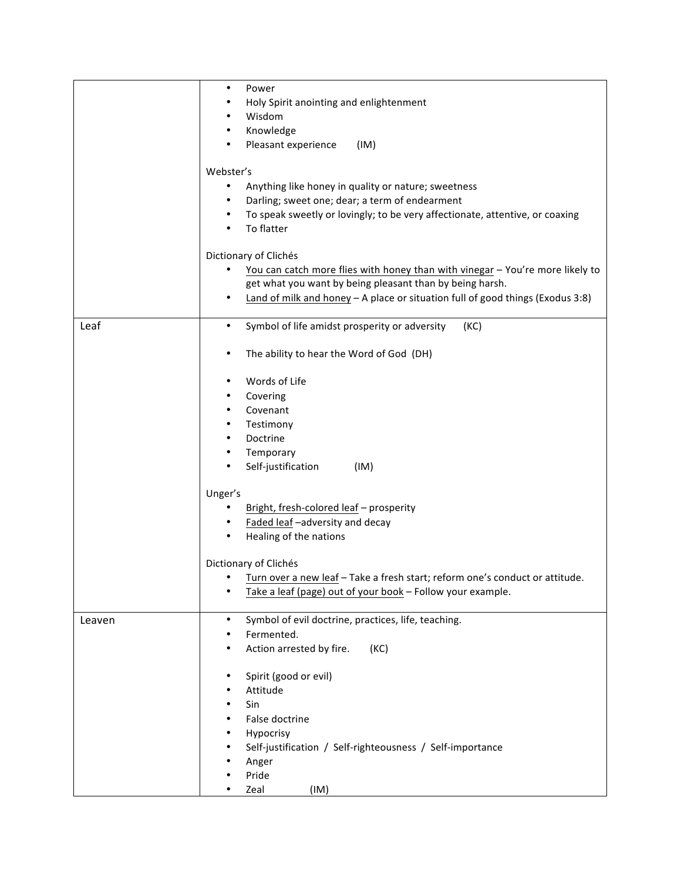| | |
|---|---|
| | • Power<br>• Holy Spirit anointing and enlightenment<br>• Wisdom<br>• Knowledge<br>• Pleasant experience (IM)<br><br>Webster's<br>• Anything like honey in quality or nature; sweetness<br>• Darling; sweet one; dear; a term of endearment<br>• To speak sweetly or lovingly; to be very affectionate, attentive, or coaxing<br>• To flatter<br><br>Dictionary of Clichés<br>• <u>You can catch more flies with honey than with vinegar</u> – You're more likely to get what you want by being pleasant than by being harsh.<br>• <u>Land of milk and honey</u> – A place or situation full of good things (Exodus 3:8) |
| Leaf | • Symbol of life amidst prosperity or adversity (KC)<br><br>• The ability to hear the Word of God (DH)<br><br>• Words of Life<br>• Covering<br>• Covenant<br>• Testimony<br>• Doctrine<br>• Temporary<br>• Self-justification (IM)<br><br>Unger's<br>• <u>Bright, fresh-colored leaf</u> – prosperity<br>• <u>Faded leaf</u> –adversity and decay<br>• Healing of the nations<br><br>Dictionary of Clichés<br>• <u>Turn over a new leaf</u> – Take a fresh start; reform one's conduct or attitude.<br>• <u>Take a leaf (page) out of your book</u> – Follow your example. |
| Leaven | • Symbol of evil doctrine, practices, life, teaching.<br>• Fermented.<br>• Action arrested by fire. (KC)<br><br>• Spirit (good or evil)<br>• Attitude<br>• Sin<br>• False doctrine<br>• Hypocrisy<br>• Self-justification / Self-righteousness / Self-importance<br>• Anger<br>• Pride<br>• Zeal (IM) |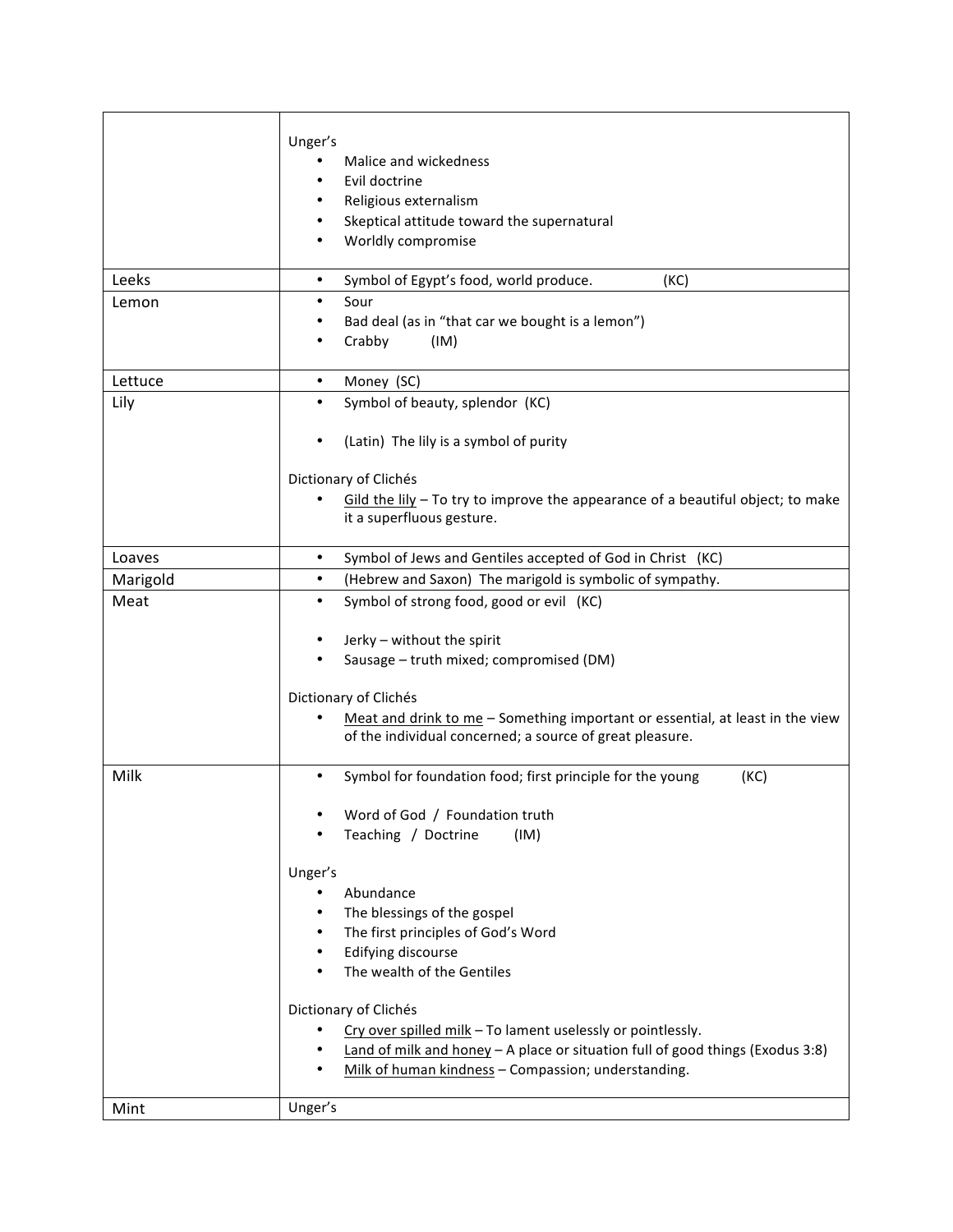| | |
|---|---|
| | Unger's<br>• Malice and wickedness<br>• Evil doctrine<br>• Religious externalism<br>• Skeptical attitude toward the supernatural<br>• Worldly compromise |
| Leeks | • Symbol of Egypt's food, world produce. (KC) |
| Lemon | • Sour<br>• Bad deal (as in "that car we bought is a lemon")<br>• Crabby (IM) |
| Lettuce | • Money (SC) |
| Lily | • Symbol of beauty, splendor (KC)<br><br>• (Latin) The lily is a symbol of purity<br><br>Dictionary of Clichés<br>• <u>Gild the lily</u> – To try to improve the appearance of a beautiful object; to make it a superfluous gesture. |
| Loaves | • Symbol of Jews and Gentiles accepted of God in Christ (KC) |
| Marigold | • (Hebrew and Saxon) The marigold is symbolic of sympathy. |
| Meat | • Symbol of strong food, good or evil (KC)<br><br>• Jerky – without the spirit<br>• Sausage – truth mixed; compromised (DM)<br><br>Dictionary of Clichés<br>• <u>Meat and drink to me</u> – Something important or essential, at least in the view of the individual concerned; a source of great pleasure. |
| Milk | • Symbol for foundation food; first principle for the young (KC)<br><br>• Word of God / Foundation truth<br>• Teaching / Doctrine (IM)<br><br>Unger's<br>• Abundance<br>• The blessings of the gospel<br>• The first principles of God's Word<br>• Edifying discourse<br>• The wealth of the Gentiles<br><br>Dictionary of Clichés<br>• <u>Cry over spilled milk</u> – To lament uselessly or pointlessly.<br>• <u>Land of milk and honey</u> – A place or situation full of good things (Exodus 3:8)<br>• <u>Milk of human kindness</u> – Compassion; understanding. |
| Mint | Unger's |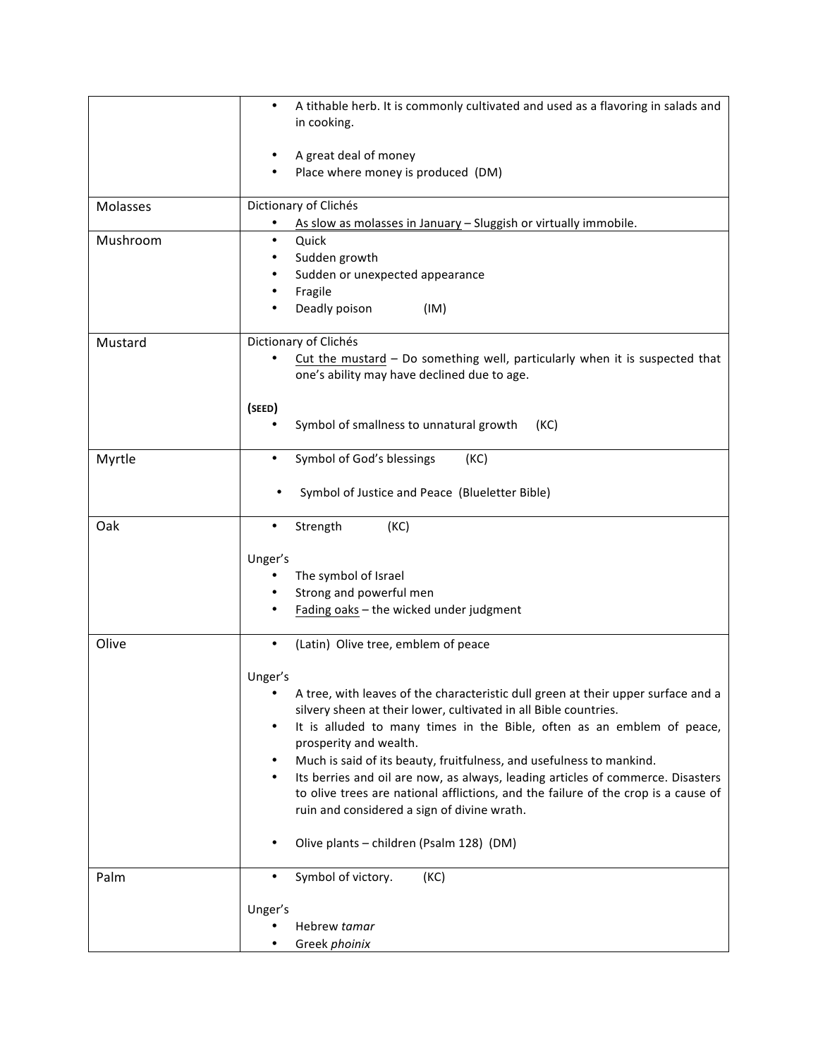| | |
|---|---|
| | • A tithable herb. It is commonly cultivated and used as a flavoring in salads and in cooking.<br><br>• A great deal of money<br>• Place where money is produced (DM) |
| Molasses | Dictionary of Clichés<br>• <u>As slow as molasses in January</u> – Sluggish or virtually immobile. |
| Mushroom | • Quick<br>• Sudden growth<br>• Sudden or unexpected appearance<br>• Fragile<br>• Deadly poison (IM) |
| Mustard | Dictionary of Clichés<br>• <u>Cut the mustard</u> – Do something well, particularly when it is suspected that one's ability may have declined due to age.<br><br>**(SEED)**<br>• Symbol of smallness to unnatural growth (KC) |
| Myrtle | • Symbol of God's blessings (KC)<br><br>• Symbol of Justice and Peace (Blueletter Bible) |
| Oak | • Strength (KC)<br><br>Unger's<br>• The symbol of Israel<br>• Strong and powerful men<br>• <u>Fading oaks</u> – the wicked under judgment |
| Olive | • (Latin) Olive tree, emblem of peace<br><br>Unger's<br>• A tree, with leaves of the characteristic dull green at their upper surface and a silvery sheen at their lower, cultivated in all Bible countries.<br>• It is alluded to many times in the Bible, often as an emblem of peace, prosperity and wealth.<br>• Much is said of its beauty, fruitfulness, and usefulness to mankind.<br>• Its berries and oil are now, as always, leading articles of commerce. Disasters to olive trees are national afflictions, and the failure of the crop is a cause of ruin and considered a sign of divine wrath.<br><br>• Olive plants – children (Psalm 128) (DM) |
| Palm | • Symbol of victory. (KC)<br><br>Unger's<br>• Hebrew *tamar*<br>• Greek *phoinix* |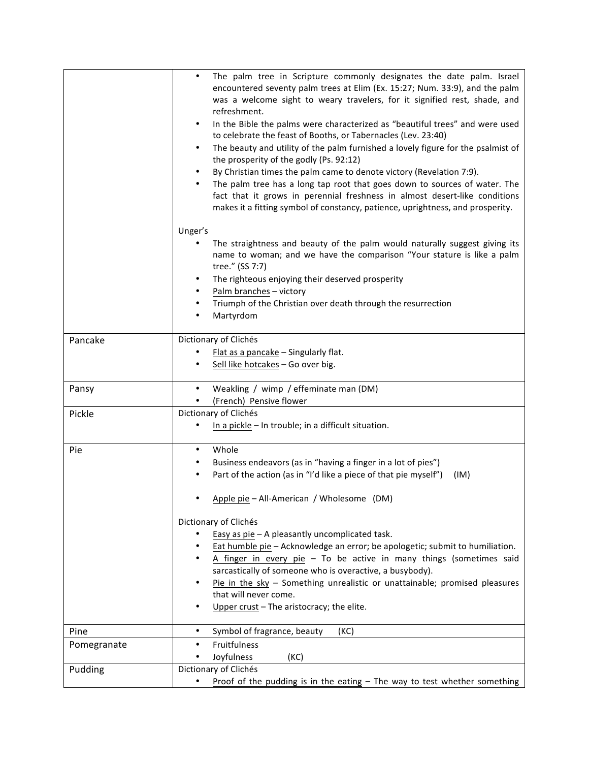| | |
|---|---|
| | • The palm tree in Scripture commonly designates the date palm. Israel encountered seventy palm trees at Elim (Ex. 15:27; Num. 33:9), and the palm was a welcome sight to weary travelers, for it signified rest, shade, and refreshment.<br>• In the Bible the palms were characterized as "beautiful trees" and were used to celebrate the feast of Booths, or Tabernacles (Lev. 23:40)<br>• The beauty and utility of the palm furnished a lovely figure for the psalmist of the prosperity of the godly (Ps. 92:12)<br>• By Christian times the palm came to denote victory (Revelation 7:9).<br>• The palm tree has a long tap root that goes down to sources of water. The fact that it grows in perennial freshness in almost desert-like conditions makes it a fitting symbol of constancy, patience, uprightness, and prosperity.<br><br>Unger's<br>• The straightness and beauty of the palm would naturally suggest giving its name to woman; and we have the comparison "Your stature is like a palm tree." (SS 7:7)<br>• The righteous enjoying their deserved prosperity<br>• <u>Palm branches</u> – victory<br>• Triumph of the Christian over death through the resurrection<br>• Martyrdom |
| Pancake | Dictionary of Clichés<br>• <u>Flat as a pancake</u> – Singularly flat.<br>• <u>Sell like hotcakes</u> – Go over big. |
| Pansy | • Weakling / wimp / effeminate man (DM)<br>• (French) Pensive flower |
| Pickle | Dictionary of Clichés<br>• <u>In a pickle</u> – In trouble; in a difficult situation. |
| Pie | • Whole<br>• Business endeavors (as in "having a finger in a lot of pies")<br>• Part of the action (as in "I'd like a piece of that pie myself") (IM)<br><br>• <u>Apple pie</u> – All-American / Wholesome (DM)<br><br>Dictionary of Clichés<br>• <u>Easy as pie</u> – A pleasantly uncomplicated task.<br>• <u>Eat humble pie</u> – Acknowledge an error; be apologetic; submit to humiliation.<br>• <u>A finger in every pie</u> – To be active in many things (sometimes said sarcastically of someone who is overactive, a busybody).<br>• <u>Pie in the sky</u> – Something unrealistic or unattainable; promised pleasures that will never come.<br>• <u>Upper crust</u> – The aristocracy; the elite. |
| Pine | • Symbol of fragrance, beauty (KC) |
| Pomegranate | • Fruitfulness<br>• Joyfulness (KC) |
| Pudding | Dictionary of Clichés<br>• <u>Proof of the pudding is in the eating</u> – The way to test whether something |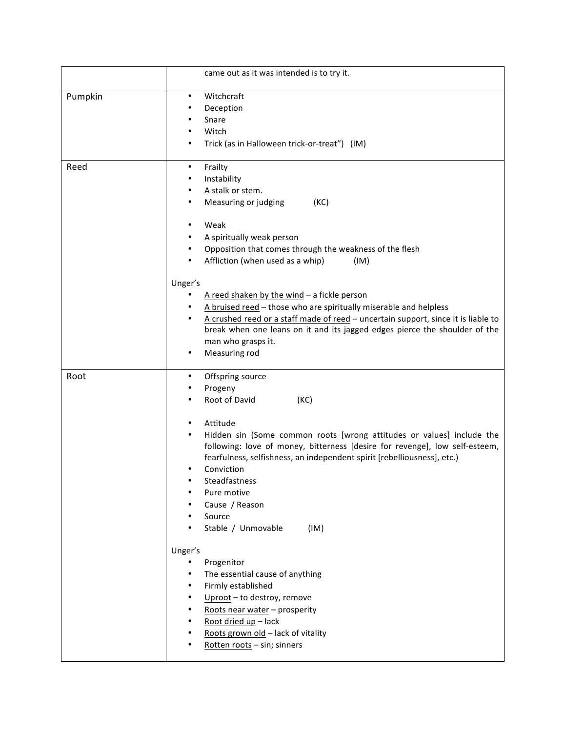| | |
|---|---|
| | came out as it was intended is to try it. |
| Pumpkin | • Witchcraft<br>• Deception<br>• Snare<br>• Witch<br>• Trick (as in Halloween trick-or-treat") (IM) |
| Reed | • Frailty<br>• Instability<br>• A stalk or stem.<br>• Measuring or judging (KC)<br><br>• Weak<br>• A spiritually weak person<br>• Opposition that comes through the weakness of the flesh<br>• Affliction (when used as a whip) (IM)<br><br>Unger's<br>• <u>A reed shaken by the wind</u> – a fickle person<br>• <u>A bruised reed</u> – those who are spiritually miserable and helpless<br>• <u>A crushed reed or a staff made of reed</u> – uncertain support, since it is liable to break when one leans on it and its jagged edges pierce the shoulder of the man who grasps it.<br>• Measuring rod |
| Root | • Offspring source<br>• Progeny<br>• Root of David (KC)<br><br>• Attitude<br>• Hidden sin (Some common roots [wrong attitudes or values] include the following: love of money, bitterness [desire for revenge], low self-esteem, fearfulness, selfishness, an independent spirit [rebelliousness], etc.)<br>• Conviction<br>• Steadfastness<br>• Pure motive<br>• Cause / Reason<br>• Source<br>• Stable / Unmovable (IM)<br><br>Unger's<br>• Progenitor<br>• The essential cause of anything<br>• Firmly established<br>• <u>Uproot</u> – to destroy, remove<br>• <u>Roots near water</u> – prosperity<br>• <u>Root dried up</u> – lack<br>• <u>Roots grown old</u> – lack of vitality<br>• <u>Rotten roots</u> – sin; sinners |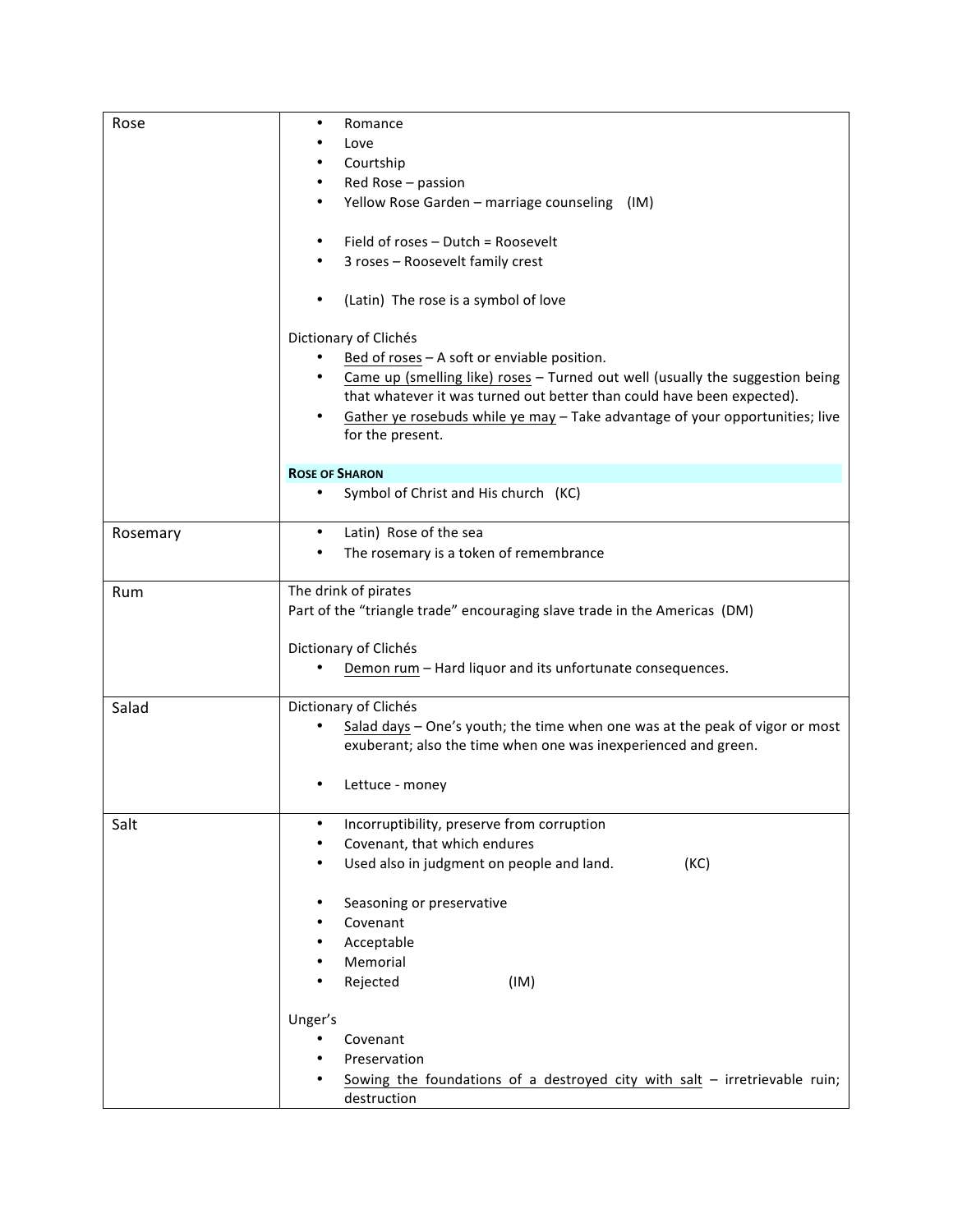| | |
|---|---|
| Rose | • Romance<br>• Love<br>• Courtship<br>• Red Rose – passion<br>• Yellow Rose Garden – marriage counseling (IM)<br><br>• Field of roses – Dutch = Roosevelt<br>• 3 roses – Roosevelt family crest<br><br>• (Latin) The rose is a symbol of love<br><br>Dictionary of Clichés<br>• <u>Bed of roses</u> – A soft or enviable position.<br>• <u>Came up (smelling like) roses</u> – Turned out well (usually the suggestion being that whatever it was turned out better than could have been expected).<br>• <u>Gather ye rosebuds while ye may</u> – Take advantage of your opportunities; live for the present.<br><br>**ROSE OF SHARON**<br>• Symbol of Christ and His church (KC) |
| Rosemary | • Latin) Rose of the sea<br>• The rosemary is a token of remembrance |
| Rum | The drink of pirates<br>Part of the "triangle trade" encouraging slave trade in the Americas (DM)<br><br>Dictionary of Clichés<br>• <u>Demon rum</u> – Hard liquor and its unfortunate consequences. |
| Salad | Dictionary of Clichés<br>• <u>Salad days</u> – One's youth; the time when one was at the peak of vigor or most exuberant; also the time when one was inexperienced and green.<br><br>• Lettuce - money |
| Salt | • Incorruptibility, preserve from corruption<br>• Covenant, that which endures<br>• Used also in judgment on people and land. (KC)<br><br>• Seasoning or preservative<br>• Covenant<br>• Acceptable<br>• Memorial<br>• Rejected (IM)<br><br>Unger's<br>• Covenant<br>• Preservation<br>• <u>Sowing the foundations of a destroyed city with salt</u> – irretrievable ruin; destruction |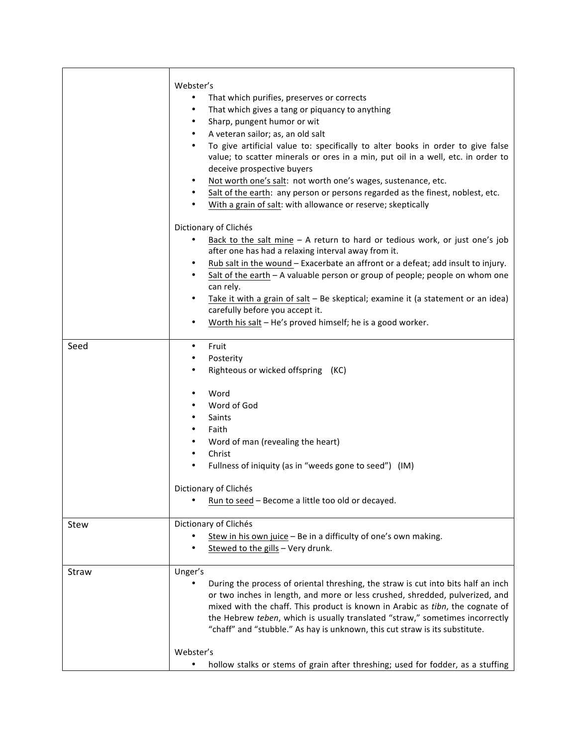| | |
|---|---|
| | Webster's<br>• That which purifies, preserves or corrects<br>• That which gives a tang or piquancy to anything<br>• Sharp, pungent humor or wit<br>• A veteran sailor; as, an old salt<br>• To give artificial value to: specifically to alter books in order to give false value; to scatter minerals or ores in a min, put oil in a well, etc. in order to deceive prospective buyers<br>• Not worth one's salt: not worth one's wages, sustenance, etc.<br>• Salt of the earth: any person or persons regarded as the finest, noblest, etc.<br>• With a grain of salt: with allowance or reserve; skeptically<br><br>Dictionary of Clichés<br>• Back to the salt mine – A return to hard or tedious work, or just one's job after one has had a relaxing interval away from it.<br>• Rub salt in the wound – Exacerbate an affront or a defeat; add insult to injury.<br>• Salt of the earth – A valuable person or group of people; people on whom one can rely.<br>• Take it with a grain of salt – Be skeptical; examine it (a statement or an idea) carefully before you accept it.<br>• Worth his salt – He's proved himself; he is a good worker. |
| Seed | • Fruit<br>• Posterity<br>• Righteous or wicked offspring (KC)<br><br>• Word<br>• Word of God<br>• Saints<br>• Faith<br>• Word of man (revealing the heart)<br>• Christ<br>• Fullness of iniquity (as in "weeds gone to seed") (IM)<br><br>Dictionary of Clichés<br>• Run to seed – Become a little too old or decayed. |
| Stew | Dictionary of Clichés<br>• Stew in his own juice – Be in a difficulty of one's own making.<br>• Stewed to the gills – Very drunk. |
| Straw | Unger's<br>• During the process of oriental threshing, the straw is cut into bits half an inch or two inches in length, and more or less crushed, shredded, pulverized, and mixed with the chaff. This product is known in Arabic as *tibn*, the cognate of the Hebrew *teben*, which is usually translated "straw," sometimes incorrectly "chaff" and "stubble." As hay is unknown, this cut straw is its substitute.<br><br>Webster's<br>• hollow stalks or stems of grain after threshing; used for fodder, as a stuffing |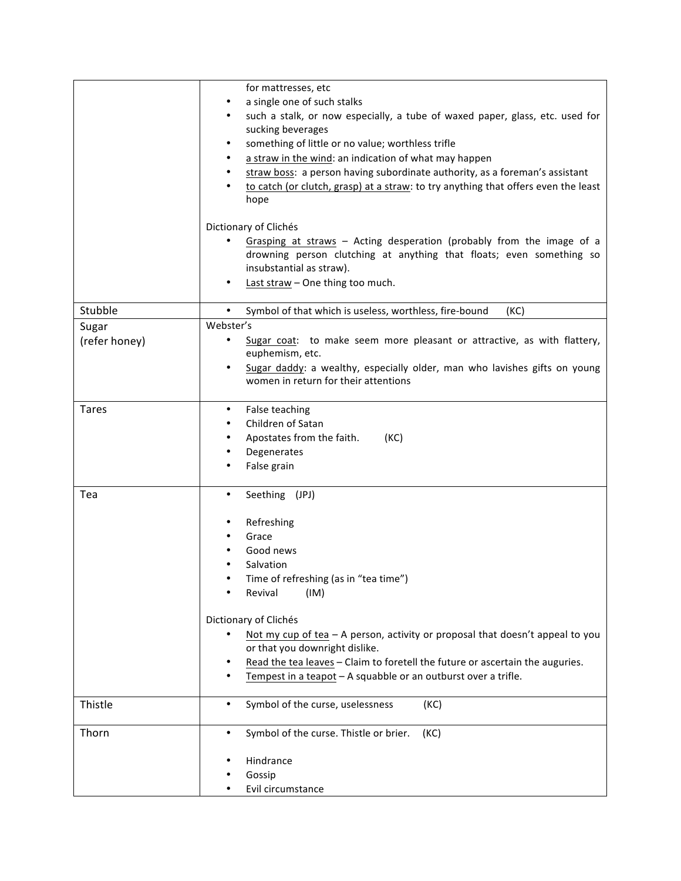| | |
|---|---|
| | for mattresses, etc<br>• a single one of such stalks<br>• such a stalk, or now especially, a tube of waxed paper, glass, etc. used for sucking beverages<br>• something of little or no value; worthless trifle<br>• <u>a straw in the wind</u>: an indication of what may happen<br>• <u>straw boss</u>: a person having subordinate authority, as a foreman's assistant<br>• <u>to catch (or clutch, grasp) at a straw</u>: to try anything that offers even the least hope<br><br>Dictionary of Clichés<br>• <u>Grasping at straws</u> – Acting desperation (probably from the image of a drowning person clutching at anything that floats; even something so insubstantial as straw).<br>• <u>Last straw</u> – One thing too much. |
| Stubble | • Symbol of that which is useless, worthless, fire-bound (KC) |
| Sugar<br>(refer honey) | Webster's<br>• <u>Sugar coat</u>: to make seem more pleasant or attractive, as with flattery, euphemism, etc.<br>• <u>Sugar daddy</u>: a wealthy, especially older, man who lavishes gifts on young women in return for their attentions |
| Tares | • False teaching<br>• Children of Satan<br>• Apostates from the faith. (KC)<br>• Degenerates<br>• False grain |
| Tea | • Seething (JPJ)<br><br>• Refreshing<br>• Grace<br>• Good news<br>• Salvation<br>• Time of refreshing (as in "tea time")<br>• Revival (IM)<br><br>Dictionary of Clichés<br>• <u>Not my cup of tea</u> – A person, activity or proposal that doesn't appeal to you or that you downright dislike.<br>• <u>Read the tea leaves</u> – Claim to foretell the future or ascertain the auguries.<br>• <u>Tempest in a teapot</u> – A squabble or an outburst over a trifle. |
| Thistle | • Symbol of the curse, uselessness (KC) |
| Thorn | • Symbol of the curse. Thistle or brier. (KC)<br><br>• Hindrance<br>• Gossip<br>• Evil circumstance |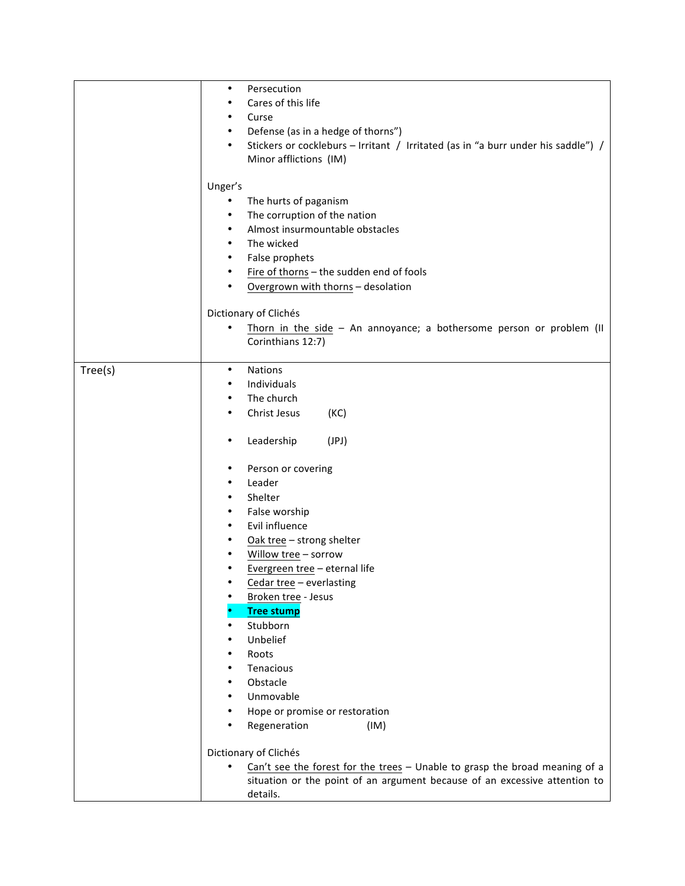| | |
|---|---|
| | • Persecution<br>• Cares of this life<br>• Curse<br>• Defense (as in a hedge of thorns")<br>• Stickers or cockleburs – Irritant / Irritated (as in "a burr under his saddle") / Minor afflictions (IM)<br><br>Unger's<br>• The hurts of paganism<br>• The corruption of the nation<br>• Almost insurmountable obstacles<br>• The wicked<br>• False prophets<br>• Fire of thorns – the sudden end of fools<br>• Overgrown with thorns – desolation<br><br>Dictionary of Clichés<br>• Thorn in the side – An annoyance; a bothersome person or problem (II Corinthians 12:7) |
| Tree(s) | • Nations<br>• Individuals<br>• The church<br>• Christ Jesus (KC)<br><br>• Leadership (JPJ)<br><br>• Person or covering<br>• Leader<br>• Shelter<br>• False worship<br>• Evil influence<br>• Oak tree – strong shelter<br>• Willow tree – sorrow<br>• Evergreen tree – eternal life<br>• Cedar tree – everlasting<br>• Broken tree - Jesus<br>• **Tree stump**<br>• Stubborn<br>• Unbelief<br>• Roots<br>• Tenacious<br>• Obstacle<br>• Unmovable<br>• Hope or promise or restoration<br>• Regeneration (IM)<br><br>Dictionary of Clichés<br>• Can't see the forest for the trees – Unable to grasp the broad meaning of a situation or the point of an argument because of an excessive attention to details. |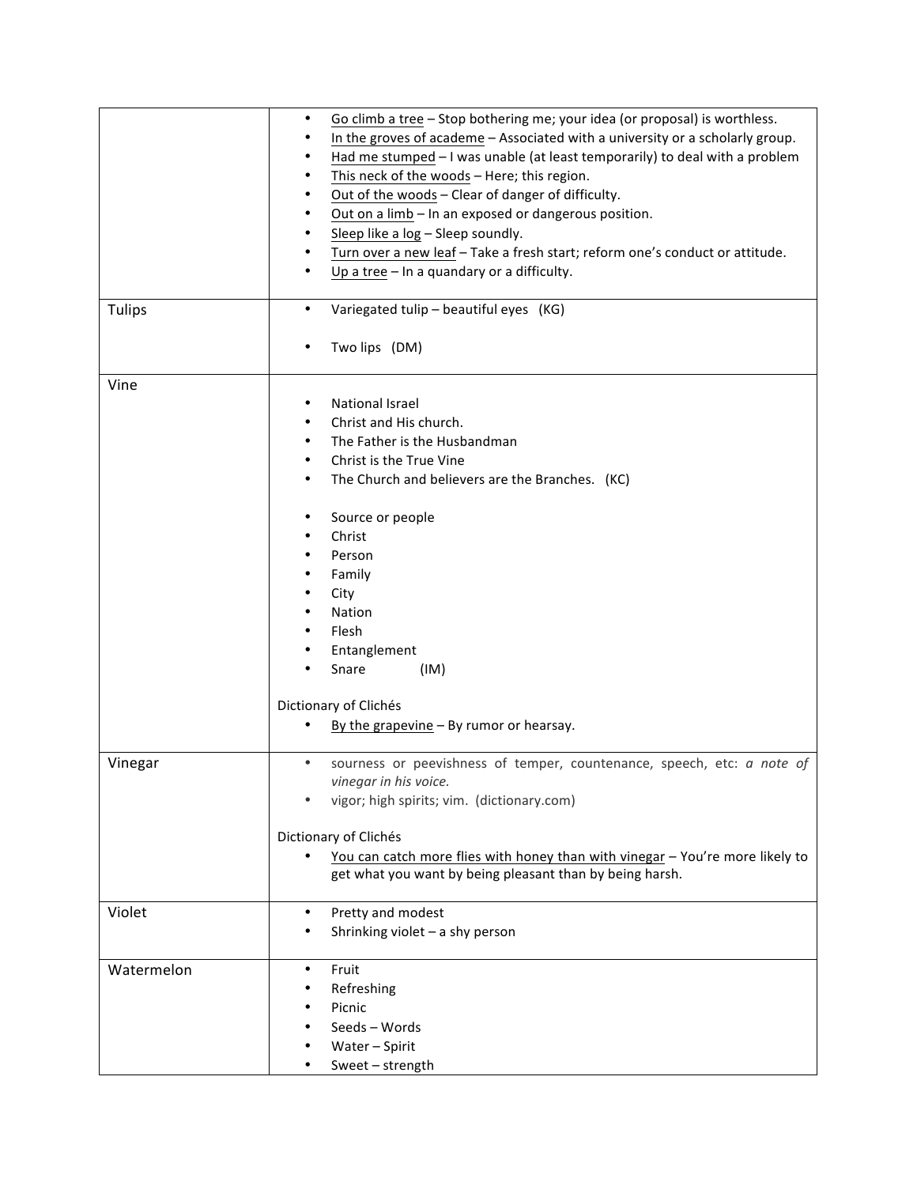| | |
|---|---|
| | • Go climb a tree – Stop bothering me; your idea (or proposal) is worthless.<br>• In the groves of academe – Associated with a university or a scholarly group.<br>• Had me stumped – I was unable (at least temporarily) to deal with a problem<br>• This neck of the woods – Here; this region.<br>• Out of the woods – Clear of danger of difficulty.<br>• Out on a limb – In an exposed or dangerous position.<br>• Sleep like a log – Sleep soundly.<br>• Turn over a new leaf – Take a fresh start; reform one's conduct or attitude.<br>• Up a tree – In a quandary or a difficulty. |
| Tulips | • Variegated tulip – beautiful eyes (KG)<br><br>• Two lips (DM) |
| Vine | • National Israel<br>• Christ and His church.<br>• The Father is the Husbandman<br>• Christ is the True Vine<br>• The Church and believers are the Branches. (KC)<br><br>• Source or people<br>• Christ<br>• Person<br>• Family<br>• City<br>• Nation<br>• Flesh<br>• Entanglement<br>• Snare (IM)<br><br>Dictionary of Clichés<br>• By the grapevine – By rumor or hearsay. |
| Vinegar | • sourness or peevishness of temper, countenance, speech, etc: *a note of vinegar in his voice.*<br>• vigor; high spirits; vim. (dictionary.com)<br><br>Dictionary of Clichés<br>• You can catch more flies with honey than with vinegar – You're more likely to get what you want by being pleasant than by being harsh. |
| Violet | • Pretty and modest<br>• Shrinking violet – a shy person |
| Watermelon | • Fruit<br>• Refreshing<br>• Picnic<br>• Seeds – Words<br>• Water – Spirit<br>• Sweet – strength |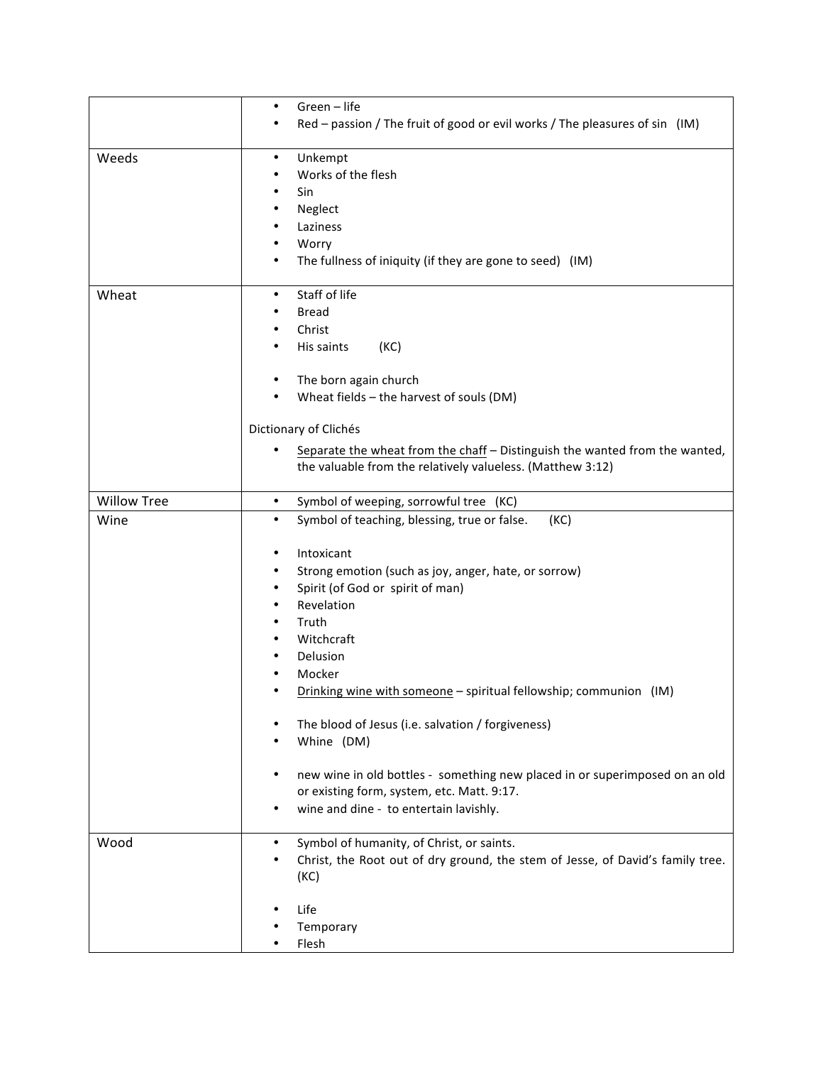| | |
|---|---|
| | • Green – life<br>• Red – passion / The fruit of good or evil works / The pleasures of sin (IM) |
| Weeds | • Unkempt<br>• Works of the flesh<br>• Sin<br>• Neglect<br>• Laziness<br>• Worry<br>• The fullness of iniquity (if they are gone to seed) (IM) |
| Wheat | • Staff of life<br>• Bread<br>• Christ<br>• His saints (KC)<br><br>• The born again church<br>• Wheat fields – the harvest of souls (DM)<br><br>Dictionary of Clichés<br>• <u>Separate the wheat from the chaff</u> – Distinguish the wanted from the wanted, the valuable from the relatively valueless. (Matthew 3:12) |
| Willow Tree | • Symbol of weeping, sorrowful tree (KC) |
| Wine | • Symbol of teaching, blessing, true or false. (KC)<br><br>• Intoxicant<br>• Strong emotion (such as joy, anger, hate, or sorrow)<br>• Spirit (of God or spirit of man)<br>• Revelation<br>• Truth<br>• Witchcraft<br>• Delusion<br>• Mocker<br>• <u>Drinking wine with someone</u> – spiritual fellowship; communion (IM)<br><br>• The blood of Jesus (i.e. salvation / forgiveness)<br>• Whine (DM)<br><br>• new wine in old bottles - something new placed in or superimposed on an old or existing form, system, etc. Matt. 9:17.<br>• wine and dine - to entertain lavishly. |
| Wood | • Symbol of humanity, of Christ, or saints.<br>• Christ, the Root out of dry ground, the stem of Jesse, of David's family tree. (KC)<br><br>• Life<br>• Temporary<br>• Flesh |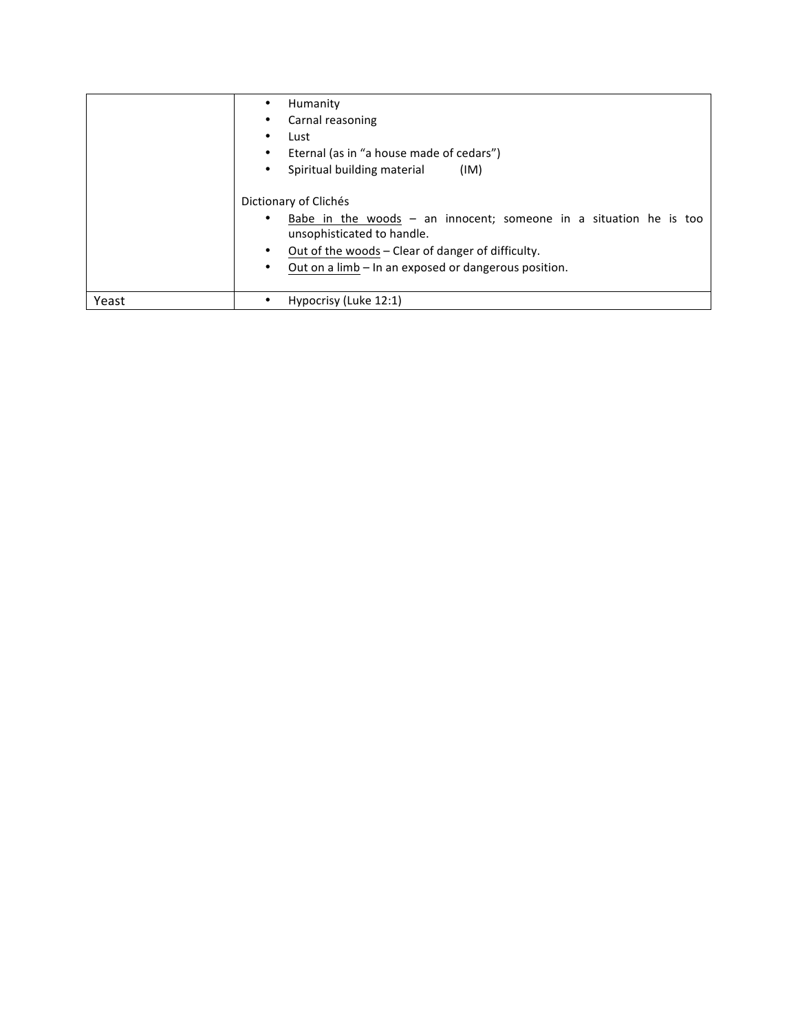| | |
|---|---|
| | • Humanity<br>• Carnal reasoning<br>• Lust<br>• Eternal (as in "a house made of cedars")<br>• Spiritual building material (IM)<br><br>Dictionary of Clichés<br>• Babe in the woods – an innocent; someone in a situation he is too unsophisticated to handle.<br>• Out of the woods – Clear of danger of difficulty.<br>• Out on a limb – In an exposed or dangerous position. |
| Yeast | • Hypocrisy (Luke 12:1) |